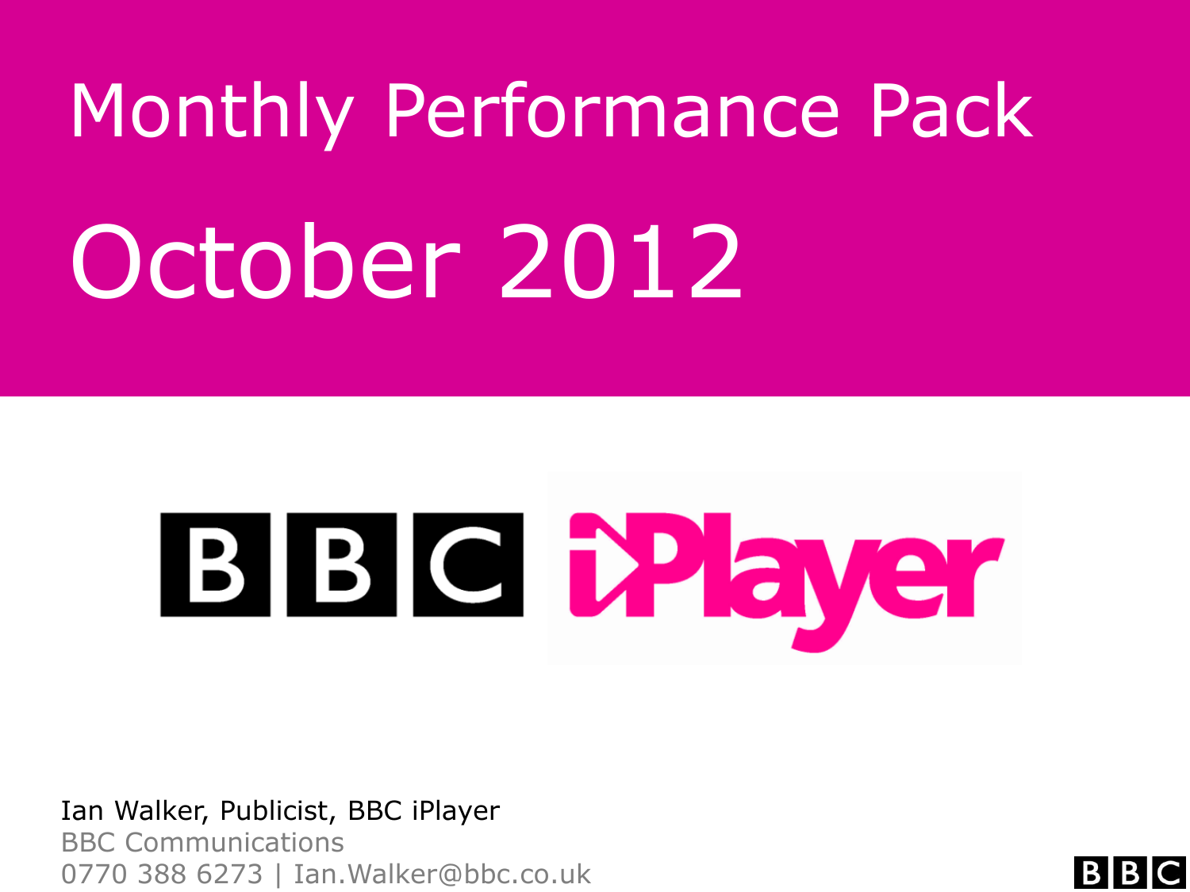# Monthly Performance Pack

# October 2012

BBC iPlayer

Ian Walker, Publicist, BBC iPlayer
BBC Communications
0770 388 6273 | Ian.Walker@bbc.co.uk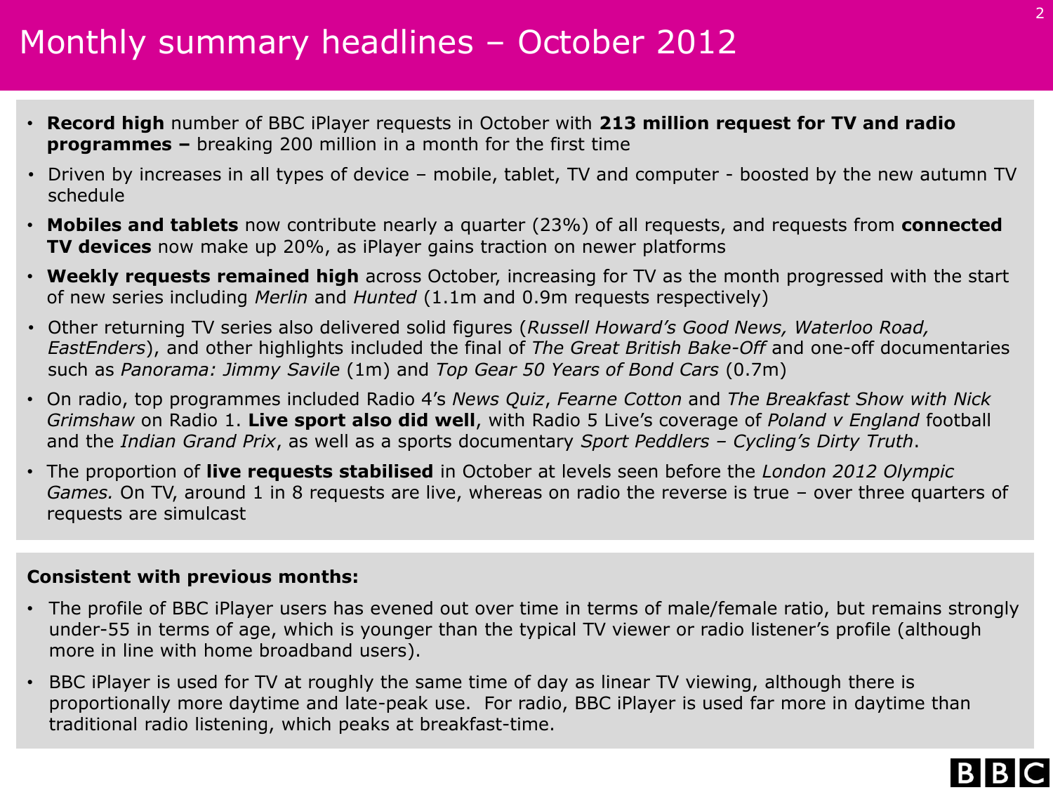# Monthly summary headlines – October 2012

- **Record high** number of BBC iPlayer requests in October with **213 million request for TV and radio programmes –** breaking 200 million in a month for the first time
- Driven by increases in all types of device – mobile, tablet, TV and computer - boosted by the new autumn TV schedule
- **Mobiles and tablets** now contribute nearly a quarter (23%) of all requests, and requests from **connected TV devices** now make up 20%, as iPlayer gains traction on newer platforms
- **Weekly requests remained high** across October, increasing for TV as the month progressed with the start of new series including *Merlin* and *Hunted* (1.1m and 0.9m requests respectively)
- Other returning TV series also delivered solid figures (*Russell Howard's Good News, Waterloo Road, EastEnders*), and other highlights included the final of *The Great British Bake-Off* and one-off documentaries such as *Panorama: Jimmy Savile* (1m) and *Top Gear 50 Years of Bond Cars* (0.7m)
- On radio, top programmes included Radio 4's *News Quiz*, *Fearne Cotton* and *The Breakfast Show with Nick Grimshaw* on Radio 1. **Live sport also did well**, with Radio 5 Live's coverage of *Poland v England* football and the *Indian Grand Prix*, as well as a sports documentary *Sport Peddlers – Cycling's Dirty Truth*.
- The proportion of **live requests stabilised** in October at levels seen before the *London 2012 Olympic Games.* On TV, around 1 in 8 requests are live, whereas on radio the reverse is true – over three quarters of requests are simulcast

**Consistent with previous months:**

- The profile of BBC iPlayer users has evened out over time in terms of male/female ratio, but remains strongly under-55 in terms of age, which is younger than the typical TV viewer or radio listener's profile (although more in line with home broadband users).
- BBC iPlayer is used for TV at roughly the same time of day as linear TV viewing, although there is proportionally more daytime and late-peak use. For radio, BBC iPlayer is used far more in daytime than traditional radio listening, which peaks at breakfast-time.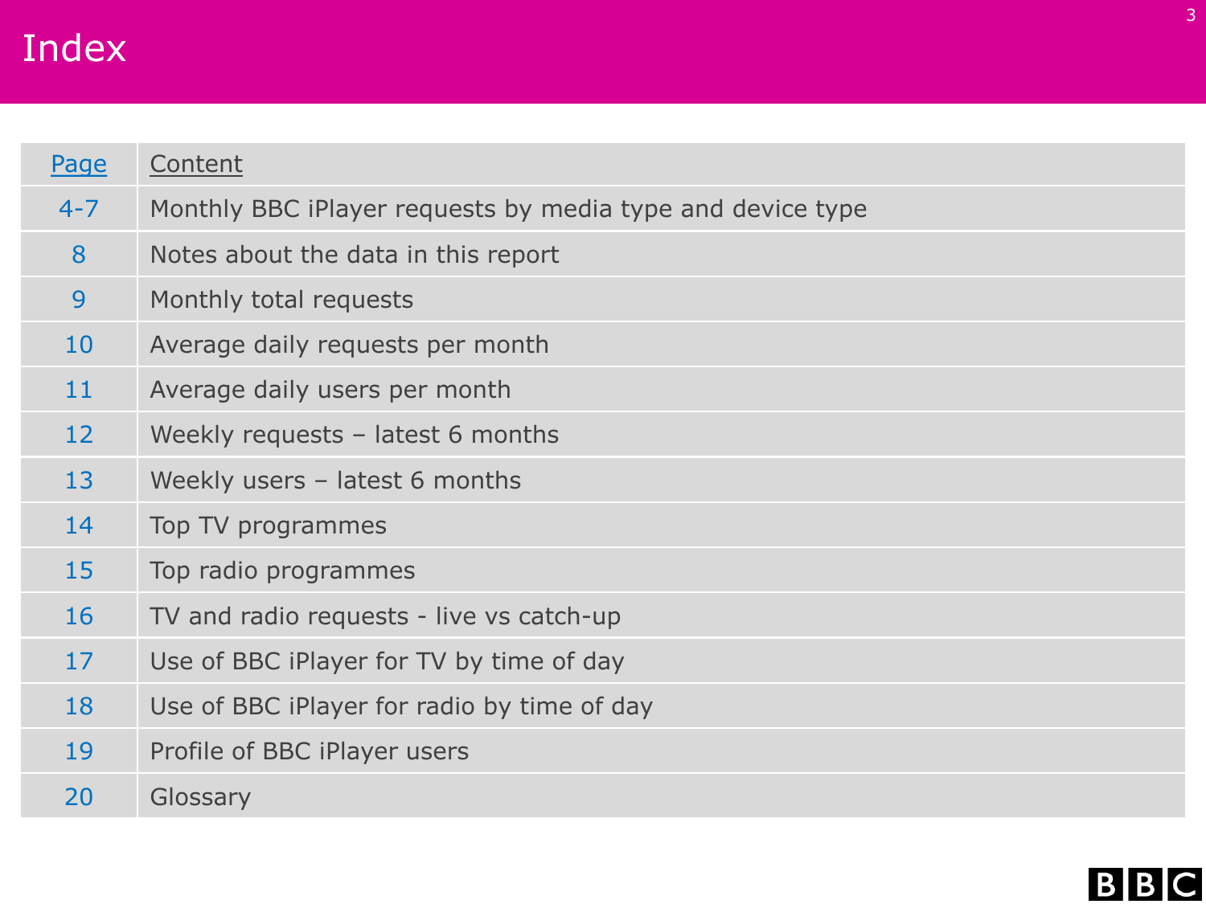# Index

| Page | Content |
| --- | --- |
| 4-7 | Monthly BBC iPlayer requests by media type and device type |
| 8 | Notes about the data in this report |
| 9 | Monthly total requests |
| 10 | Average daily requests per month |
| 11 | Average daily users per month |
| 12 | Weekly requests – latest 6 months |
| 13 | Weekly users – latest 6 months |
| 14 | Top TV programmes |
| 15 | Top radio programmes |
| 16 | TV and radio requests - live vs catch-up |
| 17 | Use of BBC iPlayer for TV by time of day |
| 18 | Use of BBC iPlayer for radio by time of day |
| 19 | Profile of BBC iPlayer users |
| 20 | Glossary |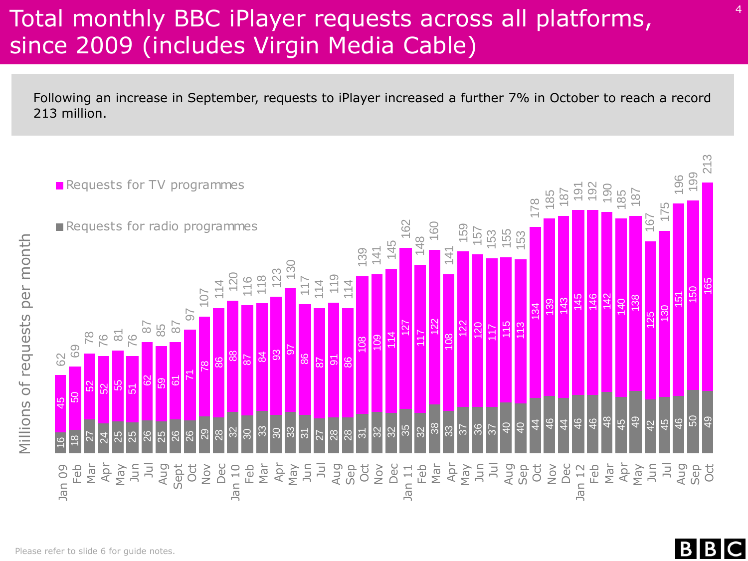# Total monthly BBC iPlayer requests across all platforms, since 2009 (includes Virgin Media Cable)

Following an increase in September, requests to iPlayer increased a further 7% in October to reach a record 213 million.

Millions of requests per month

| Month | Requests for TV programmes | Requests for radio programmes | Total |
|---|---|---|---|
| Jan 09 | 45 | 16 | 62 |
| Feb | 50 | 18 | 69 |
| Mar | 52 | 27 | 78 |
| Apr | 52 | 24 | 76 |
| May | 55 | 25 | 81 |
| Jun | 51 | 25 | 76 |
| Jul | 62 | 26 | 87 |
| Aug | 59 | 25 | 85 |
| Sept | 61 | 26 | 87 |
| Oct | 71 | 26 | 97 |
| Nov | 78 | 29 | 107 |
| Dec | 86 | 28 | 114 |
| Jan 10 | 88 | 32 | 120 |
| Feb | 87 | 30 | 116 |
| Mar | 84 | 33 | 118 |
| Apr | 93 | 30 | 123 |
| May | 97 | 33 | 130 |
| Jun | 86 | 31 | 117 |
| Jul | 87 | 27 | 114 |
| Aug | 91 | 28 | 119 |
| Sep | 86 | 28 | 114 |
| Oct | 108 | 31 | 139 |
| Nov | 109 | 32 | 141 |
| Dec | 114 | 32 | 145 |
| Jan 11 | 127 | 35 | 162 |
| Feb | 117 | 32 | 148 |
| Mar | 122 | 38 | 160 |
| Apr | 108 | 33 | 141 |
| May | 122 | 37 | 159 |
| Jun | 120 | 36 | 157 |
| Jul | 117 | 37 | 153 |
| Aug | 115 | 40 | 155 |
| Sep | 113 | 40 | 153 |
| Oct | 134 | 44 | 178 |
| Nov | 139 | 46 | 185 |
| Dec | 143 | 44 | 187 |
| Jan 12 | 145 | 46 | 191 |
| Feb | 146 | 46 | 192 |
| Mar | 142 | 48 | 190 |
| Apr | 140 | 45 | 185 |
| May | 138 | 49 | 187 |
| Jun | 125 | 42 | 167 |
| Jul | 130 | 45 | 175 |
| Aug | 151 | 46 | 196 |
| Sep | 150 | 50 | 199 |
| Oct | 165 | 49 | 213 |

Please refer to slide 6 for guide notes.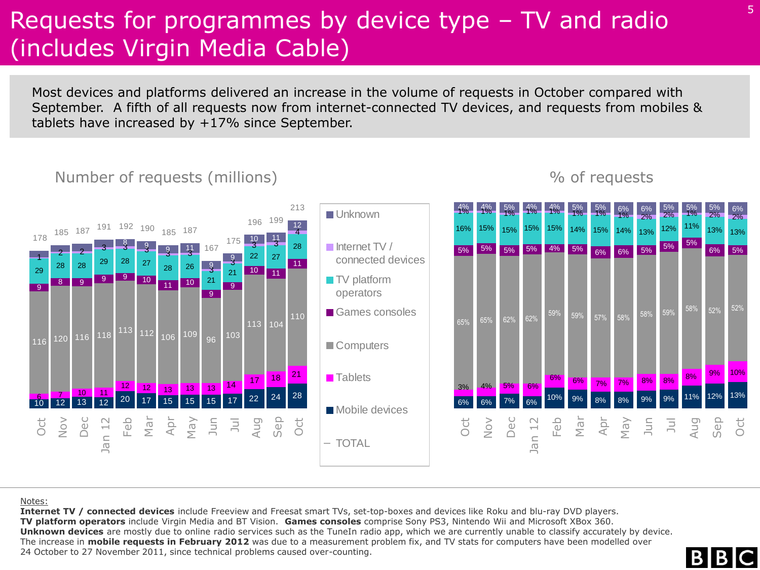# Requests for programmes by device type – TV and radio (includes Virgin Media Cable)

Most devices and platforms delivered an increase in the volume of requests in October compared with September. A fifth of all requests now from internet-connected TV devices, and requests from mobiles & tablets have increased by +17% since September.

## Number of requests (millions)

| | Oct | Nov | Dec | Jan 12 | Feb | Mar | Apr | May | Jun | Jul | Aug | Sep | Oct |
|---|---|---|---|---|---|---|---|---|---|---|---|---|---|
| Unknown | | | | 3 | 8 | 9 | 9 | 11 | 9 | 9 | 10 | 11 | 12 |
| Internet TV / connected devices | 1 | 2 | 2 | | 3 | 3 | 3 | 3 | 3 | 3 | 3 | 3 | 4 |
| TV platform operators | 29 | 28 | 28 | 29 | 28 | 27 | 28 | 26 | 21 | 21 | 22 | 27 | 28 |
| Games consoles | 9 | 8 | 9 | 9 | 9 | 10 | 11 | 10 | 9 | 9 | 10 | 11 | 11 |
| Computers | 116 | 120 | 116 | 118 | 113 | 112 | 106 | 109 | 96 | 103 | 113 | 104 | 110 |
| Tablets | 6 | 7 | 10 | 11 | 12 | 12 | 13 | 13 | 13 | 14 | 17 | 18 | 21 |
| Mobile devices | 10 | 12 | 13 | 12 | 20 | 17 | 15 | 15 | 15 | 17 | 22 | 24 | 28 |
| TOTAL | 178 | 185 | 187 | 191 | 192 | 190 | 185 | 187 | 167 | 175 | 196 | 199 | 213 |

## % of requests

| | Oct | Nov | Dec | Jan 12 | Feb | Mar | Apr | May | Jun | Jul | Aug | Sep | Oct |
|---|---|---|---|---|---|---|---|---|---|---|---|---|---|
| Unknown | 4% | 4% | 5% | 4% | 4% | 5% | 5% | 6% | 6% | 5% | 5% | 5% | 6% |
| Internet TV / connected devices | 1% | 1% | 1% | 1% | 1% | 1% | 1% | 1% | 2% | 2% | 1% | 2% | 2% |
| TV platform operators | 16% | 15% | 15% | 15% | 15% | 14% | 15% | 14% | 13% | 12% | 11% | 13% | 13% |
| Games consoles | 5% | 5% | 5% | 5% | 4% | 5% | 6% | 6% | 5% | 5% | 5% | 6% | 5% |
| Computers | 65% | 65% | 62% | 62% | 59% | 59% | 57% | 58% | 58% | 59% | 58% | 52% | 52% |
| Tablets | 3% | 4% | 5% | 6% | 6% | 6% | 7% | 7% | 8% | 8% | 8% | 9% | 10% |
| Mobile devices | 6% | 6% | 7% | 6% | 10% | 9% | 8% | 8% | 9% | 9% | 11% | 12% | 13% |

Notes:
**Internet TV / connected devices** include Freeview and Freesat smart TVs, set-top-boxes and devices like Roku and blu-ray DVD players.
**TV platform operators** include Virgin Media and BT Vision. **Games consoles** comprise Sony PS3, Nintendo Wii and Microsoft XBox 360.
**Unknown devices** are mostly due to online radio services such as the TuneIn radio app, which we are currently unable to classify accurately by device.
The increase in **mobile requests in February 2012** was due to a measurement problem fix, and TV stats for computers have been modelled over 24 October to 27 November 2011, since technical problems caused over-counting.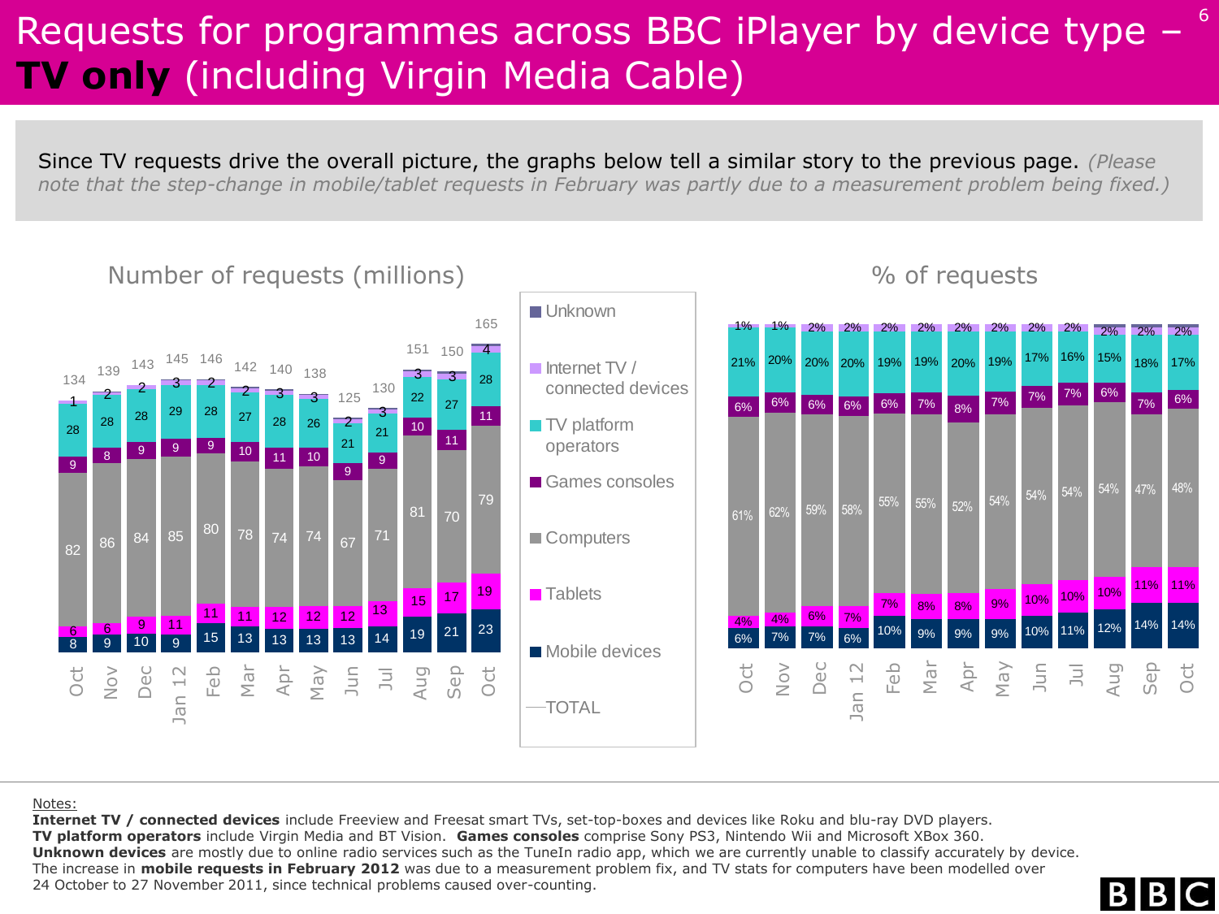# Requests for programmes across BBC iPlayer by device type – **TV only** (including Virgin Media Cable)

Since TV requests drive the overall picture, the graphs below tell a similar story to the previous page. *(Please note that the step-change in mobile/tablet requests in February was partly due to a measurement problem being fixed.)*

## Number of requests (millions)

| Month | Mobile devices | Tablets | Computers | Games consoles | TV platform operators | Internet TV / connected devices | Unknown | TOTAL |
|---|---|---|---|---|---|---|---|---|
| Oct | 8 | 6 | 82 | 9 | 28 | 1 | | 134 |
| Nov | 9 | 6 | 86 | 8 | 28 | 2 | | 139 |
| Dec | 10 | 9 | 84 | 9 | 28 | 2 | | 143 |
| Jan 12 | 9 | 11 | 85 | 9 | 29 | 3 | | 145 |
| Feb | 15 | 11 | 80 | 9 | 28 | 2 | | 146 |
| Mar | 13 | 11 | 78 | 10 | 27 | 2 | | 142 |
| Apr | 13 | 12 | 74 | 11 | 28 | 3 | | 140 |
| May | 13 | 12 | 74 | 10 | 26 | 3 | | 138 |
| Jun | 13 | 12 | 67 | 9 | 21 | 2 | | 125 |
| Jul | 14 | 13 | 71 | 9 | 21 | 3 | | 130 |
| Aug | 19 | 15 | 81 | 10 | 22 | 3 | | 151 |
| Sep | 21 | 17 | 70 | 11 | 27 | 3 | | 150 |
| Oct | 23 | 19 | 79 | 11 | 28 | 4 | | 165 |

## % of requests

| Month | Mobile devices | Tablets | Computers | Games consoles | TV platform operators | Internet TV / connected devices |
|---|---|---|---|---|---|---|
| Oct | 6% | 4% | 61% | 6% | 21% | 1% |
| Nov | 7% | 4% | 62% | 6% | 20% | 1% |
| Dec | 7% | 6% | 59% | 6% | 20% | 2% |
| Jan 12 | 6% | 7% | 58% | 6% | 20% | 2% |
| Feb | 10% | 7% | 55% | 6% | 19% | 2% |
| Mar | 9% | 8% | 55% | 7% | 19% | 2% |
| Apr | 9% | 8% | 52% | 8% | 20% | 2% |
| May | 9% | 9% | 54% | 7% | 19% | 2% |
| Jun | 10% | 10% | 54% | 7% | 17% | 2% |
| Jul | 11% | 10% | 54% | 7% | 16% | 2% |
| Aug | 12% | 10% | 54% | 6% | 15% | 2% |
| Sep | 14% | 11% | 47% | 7% | 18% | 2% |
| Oct | 14% | 11% | 48% | 6% | 17% | 2% |

Notes:
**Internet TV / connected devices** include Freeview and Freesat smart TVs, set-top-boxes and devices like Roku and blu-ray DVD players.
**TV platform operators** include Virgin Media and BT Vision. **Games consoles** comprise Sony PS3, Nintendo Wii and Microsoft XBox 360.
**Unknown devices** are mostly due to online radio services such as the TuneIn radio app, which we are currently unable to classify accurately by device.
The increase in **mobile requests in February 2012** was due to a measurement problem fix, and TV stats for computers have been modelled over 24 October to 27 November 2011, since technical problems caused over-counting.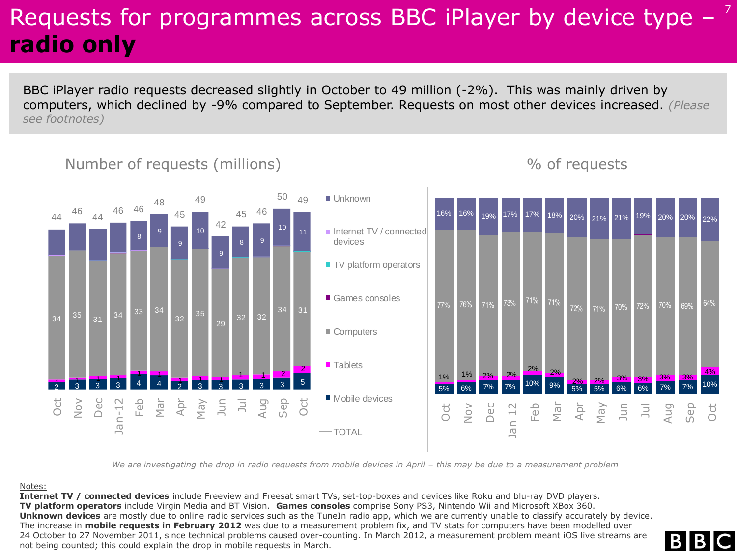# Requests for programmes across BBC iPlayer by device type – **radio only**

BBC iPlayer radio requests decreased slightly in October to 49 million (-2%). This was mainly driven by computers, which declined by -9% compared to September. Requests on most other devices increased. *(Please see footnotes)*

## Number of requests (millions)

| | Oct | Nov | Dec | Jan-12 | Feb | Mar | Apr | May | Jun | Jul | Aug | Sep | Oct |
|---|---|---|---|---|---|---|---|---|---|---|---|---|---|
| Unknown | | | | | 8 | 9 | 9 | 10 | 9 | 8 | 9 | 10 | 11 |
| Computers | 34 | 35 | 31 | 34 | 33 | 34 | 32 | 35 | 29 | 32 | 32 | 34 | 31 |
| Tablets | 1 | 1 | 1 | 1 | 1 | 1 | 1 | 1 | 1 | 1 | 1 | 2 | 2 |
| Mobile devices | 2 | 3 | 3 | 3 | 4 | 4 | 2 | 3 | 3 | 3 | 3 | 3 | 5 |
| TOTAL | 44 | 46 | 44 | 46 | 46 | 48 | 45 | 49 | 42 | 45 | 46 | 50 | 49 |

## % of requests

| | Oct | Nov | Dec | Jan 12 | Feb | Mar | Apr | May | Jun | Jul | Aug | Sep | Oct |
|---|---|---|---|---|---|---|---|---|---|---|---|---|---|
| Unknown | 16% | 16% | 19% | 17% | 17% | 18% | 20% | 21% | 21% | 19% | 20% | 20% | 22% |
| Computers | 77% | 76% | 71% | 73% | 71% | 71% | 72% | 71% | 70% | 72% | 70% | 69% | 64% |
| Tablets | 1% | 1% | 2% | 2% | 2% | 2% | 2% | 2% | 3% | 3% | 3% | 3% | 4% |
| Mobile devices | 5% | 6% | 7% | 7% | 10% | 9% | 5% | 5% | 6% | 6% | 7% | 7% | 10% |

Legend: Unknown; Internet TV / connected devices; TV platform operators; Games consoles; Computers; Tablets; Mobile devices; TOTAL

*We are investigating the drop in radio requests from mobile devices in April – this may be due to a measurement problem*

Notes:
**Internet TV / connected devices** include Freeview and Freesat smart TVs, set-top-boxes and devices like Roku and blu-ray DVD players.
**TV platform operators** include Virgin Media and BT Vision. **Games consoles** comprise Sony PS3, Nintendo Wii and Microsoft XBox 360.
**Unknown devices** are mostly due to online radio services such as the TuneIn radio app, which we are currently unable to classify accurately by device.
The increase in **mobile requests in February 2012** was due to a measurement problem fix, and TV stats for computers have been modelled over 24 October to 27 November 2011, since technical problems caused over-counting. In March 2012, a measurement problem meant iOS live streams are not being counted; this could explain the drop in mobile requests in March.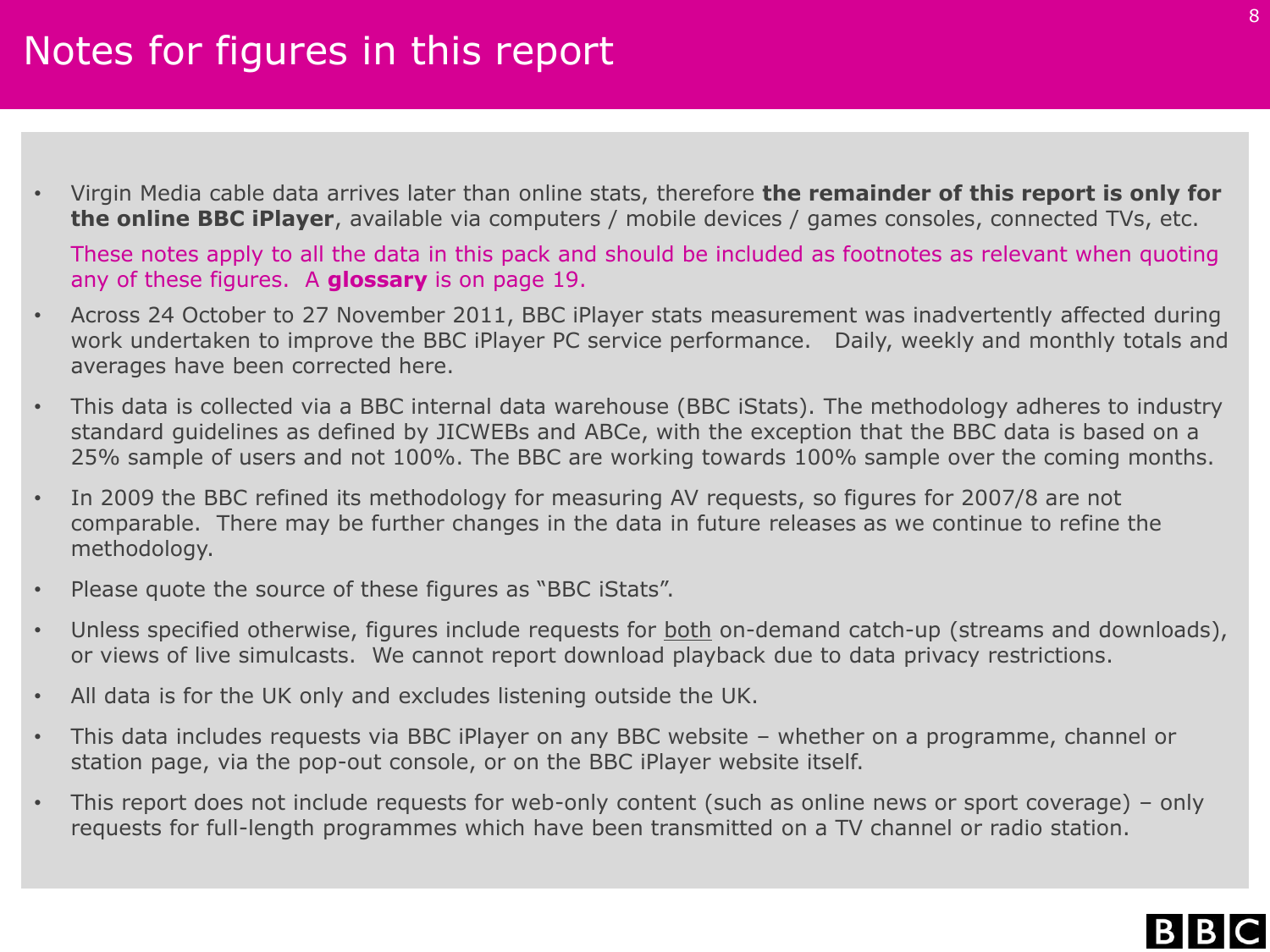# Notes for figures in this report

- Virgin Media cable data arrives later than online stats, therefore **the remainder of this report is only for the online BBC iPlayer**, available via computers / mobile devices / games consoles, connected TVs, etc.

  These notes apply to all the data in this pack and should be included as footnotes as relevant when quoting any of these figures. A **glossary** is on page 19.

- Across 24 October to 27 November 2011, BBC iPlayer stats measurement was inadvertently affected during work undertaken to improve the BBC iPlayer PC service performance. Daily, weekly and monthly totals and averages have been corrected here.
- This data is collected via a BBC internal data warehouse (BBC iStats). The methodology adheres to industry standard guidelines as defined by JICWEBs and ABCe, with the exception that the BBC data is based on a 25% sample of users and not 100%. The BBC are working towards 100% sample over the coming months.
- In 2009 the BBC refined its methodology for measuring AV requests, so figures for 2007/8 are not comparable. There may be further changes in the data in future releases as we continue to refine the methodology.
- Please quote the source of these figures as "BBC iStats".
- Unless specified otherwise, figures include requests for both on-demand catch-up (streams and downloads), or views of live simulcasts. We cannot report download playback due to data privacy restrictions.
- All data is for the UK only and excludes listening outside the UK.
- This data includes requests via BBC iPlayer on any BBC website – whether on a programme, channel or station page, via the pop-out console, or on the BBC iPlayer website itself.
- This report does not include requests for web-only content (such as online news or sport coverage) – only requests for full-length programmes which have been transmitted on a TV channel or radio station.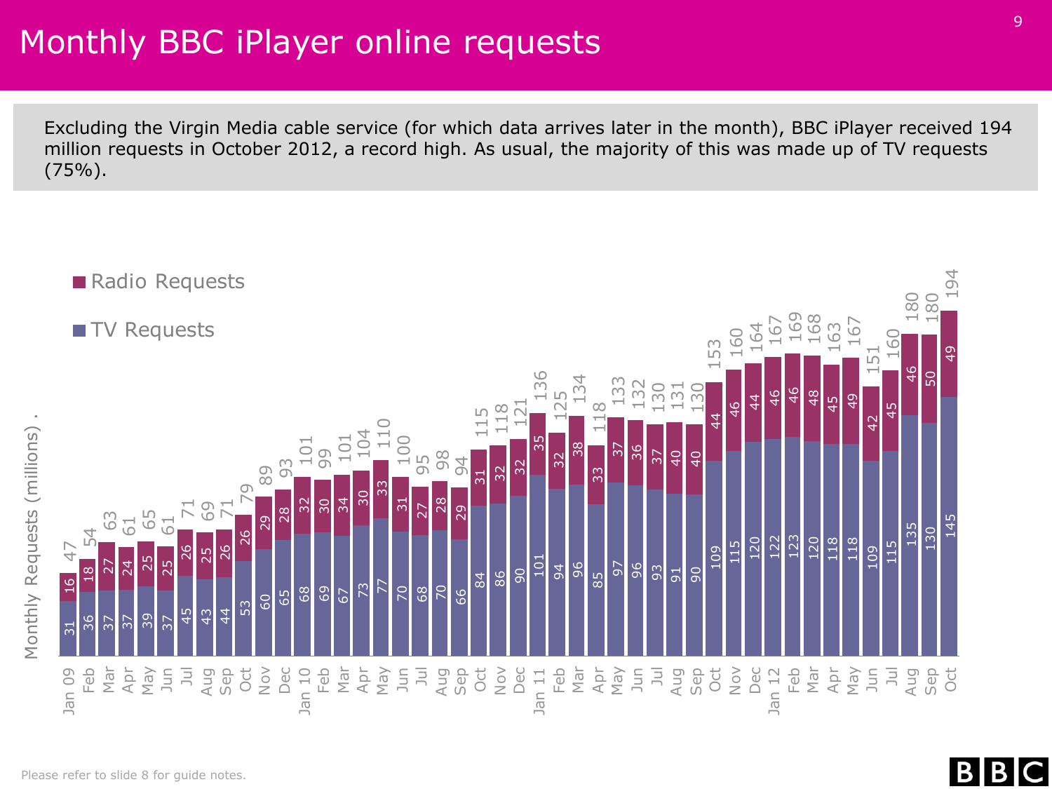# Monthly BBC iPlayer online requests

Excluding the Virgin Media cable service (for which data arrives later in the month), BBC iPlayer received 194 million requests in October 2012, a record high. As usual, the majority of this was made up of TV requests (75%).

Monthly Requests (millions)

| Month | TV Requests | Radio Requests | Total |
|---|---|---|---|
| Jan 09 | 31 | 16 | 47 |
| Feb | 36 | 18 | 54 |
| Mar | 37 | 27 | 63 |
| Apr | 37 | 24 | 61 |
| May | 39 | 25 | 65 |
| Jun | 37 | 25 | 61 |
| Jul | 45 | 26 | 71 |
| Aug | 43 | 25 | 69 |
| Sep | 44 | 26 | 71 |
| Oct | 53 | 26 | 79 |
| Nov | 60 | 29 | 89 |
| Dec | 65 | 28 | 93 |
| Jan 10 | 68 | 32 | 101 |
| Feb | 69 | 30 | 99 |
| Mar | 67 | 34 | 101 |
| Apr | 73 | 30 | 104 |
| May | 77 | 33 | 110 |
| Jun | 70 | 31 | 100 |
| Jul | 68 | 27 | 95 |
| Aug | 70 | 28 | 98 |
| Sep | 66 | 29 | 94 |
| Oct | 84 | 31 | 115 |
| Nov | 86 | 32 | 118 |
| Dec | 90 | 32 | 121 |
| Jan 11 | 101 | 35 | 136 |
| Feb | 94 | 32 | 125 |
| Mar | 96 | 38 | 134 |
| Apr | 85 | 33 | 118 |
| May | 97 | 37 | 133 |
| Jun | 96 | 36 | 132 |
| Jul | 93 | 37 | 130 |
| Aug | 91 | 40 | 131 |
| Sep | 90 | 40 | 130 |
| Oct | 109 | 44 | 153 |
| Nov | 115 | 46 | 160 |
| Dec | 120 | 44 | 164 |
| Jan 12 | 122 | 46 | 167 |
| Feb | 123 | 46 | 169 |
| Mar | 120 | 48 | 168 |
| Apr | 118 | 45 | 163 |
| May | 118 | 49 | 167 |
| Jun | 109 | 42 | 151 |
| Jul | 115 | 45 | 160 |
| Aug | 135 | 46 | 180 |
| Sep | 130 | 50 | 180 |
| Oct | 145 | 49 | 194 |

Please refer to slide 8 for guide notes.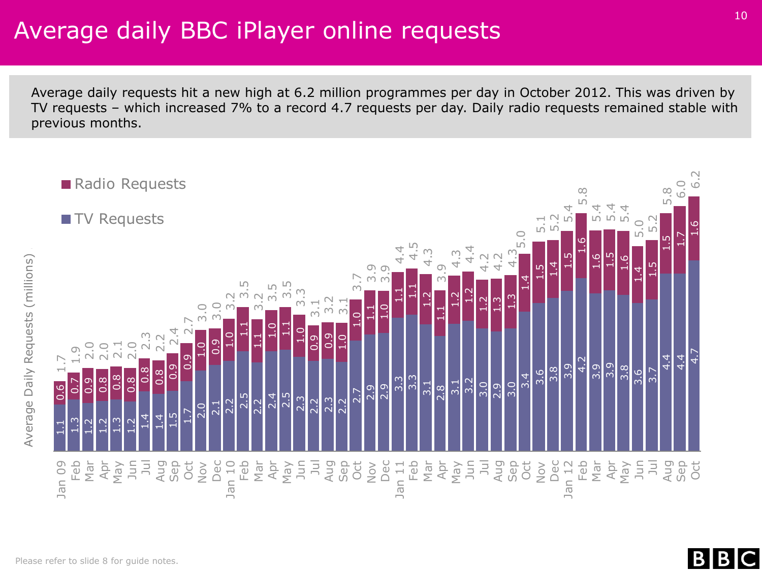# Average daily BBC iPlayer online requests

Average daily requests hit a new high at 6.2 million programmes per day in October 2012. This was driven by TV requests – which increased 7% to a record 4.7 requests per day. Daily radio requests remained stable with previous months.

| Month | TV Requests | Radio Requests | Total |
|---|---|---|---|
| Jan 09 | 1.1 | 0.6 | 1.7 |
| Feb | 1.3 | 0.7 | 1.9 |
| Mar | 1.2 | 0.9 | 2.0 |
| Apr | 1.2 | 0.8 | 2.0 |
| May | 1.3 | 0.8 | 2.1 |
| Jun | 1.2 | 0.8 | 2.0 |
| Jul | 1.4 | 0.8 | 2.3 |
| Aug | 1.4 | 0.8 | 2.2 |
| Sep | 1.5 | 0.9 | 2.4 |
| Oct | 1.7 | 0.9 | 2.7 |
| Nov | 2.0 | 1.0 | 3.0 |
| Dec | 2.1 | 0.9 | 3.0 |
| Jan 10 | 2.2 | 1.0 | 3.2 |
| Feb | 2.5 | 1.1 | 3.5 |
| Mar | 2.2 | 1.1 | 3.2 |
| Apr | 2.4 | 1.0 | 3.5 |
| May | 2.5 | 1.1 | 3.5 |
| Jun | 2.3 | 1.0 | 3.3 |
| Jul | 2.2 | 0.9 | 3.1 |
| Aug | 2.3 | 0.9 | 3.2 |
| Sep | 2.2 | 1.0 | 3.1 |
| Oct | 2.7 | 1.0 | 3.7 |
| Nov | 2.9 | 1.1 | 3.9 |
| Dec | 2.9 | 1.0 | 3.9 |
| Jan 11 | 3.3 | 1.1 | 4.4 |
| Feb | 3.3 | 1.1 | 4.5 |
| Mar | 3.1 | 1.2 | 4.3 |
| Apr | 2.8 | 1.1 | 3.9 |
| May | 3.1 | 1.2 | 4.3 |
| Jun | 3.2 | 1.2 | 4.4 |
| Jul | 3.0 | 1.2 | 4.2 |
| Aug | 2.9 | 1.3 | 4.2 |
| Sep | 3.0 | 1.3 | 4.3 |
| Oct | 3.4 | 1.4 | 5.0 |
| Nov | 3.6 | 1.5 | 5.1 |
| Dec | 3.8 | 1.4 | 5.2 |
| Jan 12 | 3.9 | 1.5 | 5.4 |
| Feb | 4.2 | 1.6 | 5.8 |
| Mar | 3.9 | 1.6 | 5.4 |
| Apr | 3.9 | 1.5 | 5.4 |
| May | 3.8 | 1.6 | 5.4 |
| Jun | 3.6 | 1.4 | 5.0 |
| Jul | 3.7 | 1.5 | 5.2 |
| Aug | 4.4 | 1.5 | 5.8 |
| Sep | 4.4 | 1.7 | 6.0 |
| Oct | 4.7 | 1.6 | 6.2 |

Average Daily Requests (millions)

Please refer to slide 8 for guide notes.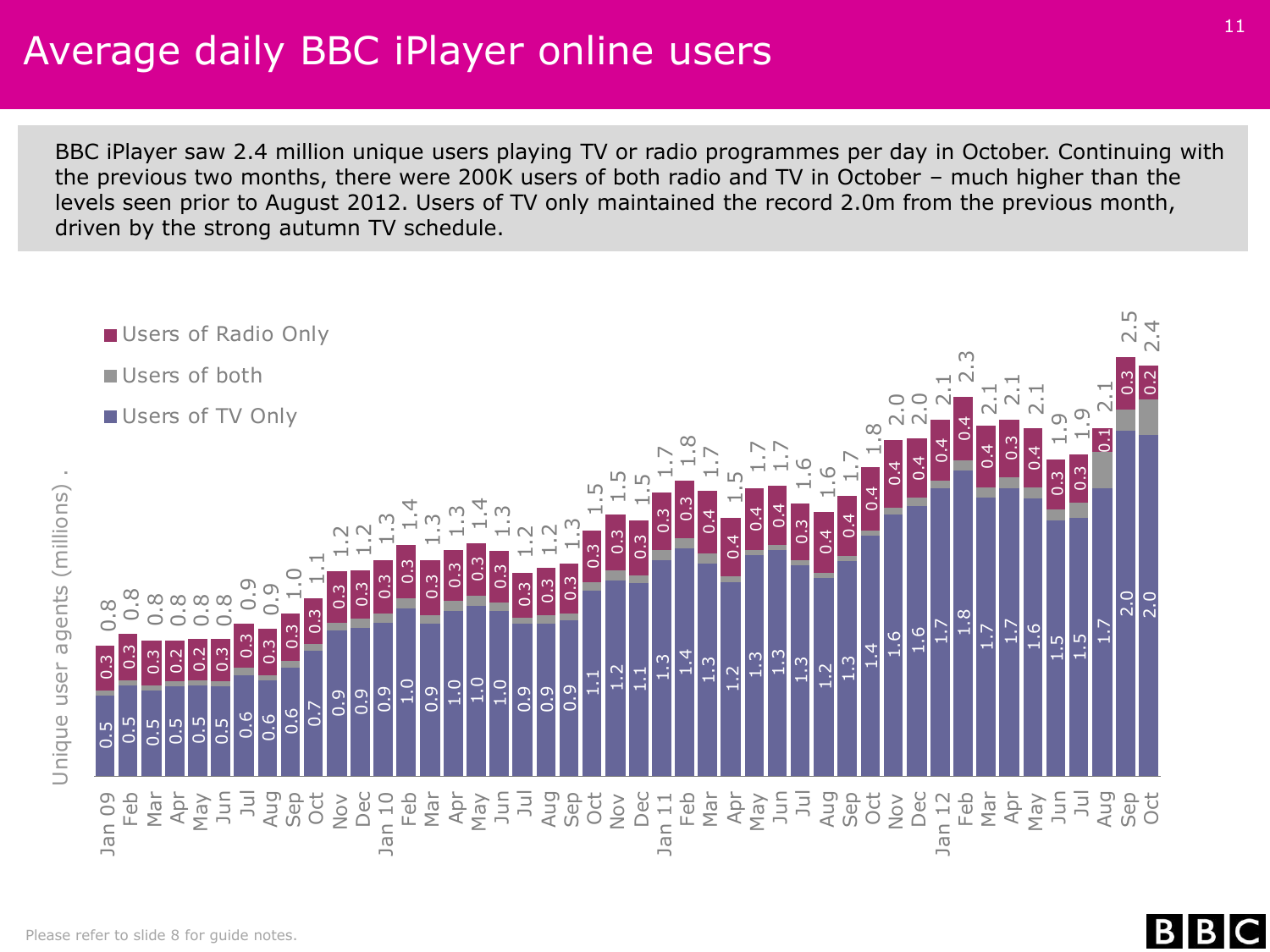# Average daily BBC iPlayer online users

BBC iPlayer saw 2.4 million unique users playing TV or radio programmes per day in October. Continuing with the previous two months, there were 200K users of both radio and TV in October – much higher than the levels seen prior to August 2012. Users of TV only maintained the record 2.0m from the previous month, driven by the strong autumn TV schedule.

Unique user agents (millions)

| Month | Users of TV Only | Users of Radio Only | Total |
|---|---|---|---|
| Jan 09 | 0.5 | 0.3 | 0.8 |
| Feb | 0.5 | 0.3 | 0.8 |
| Mar | 0.5 | 0.3 | 0.8 |
| Apr | 0.5 | 0.2 | 0.8 |
| May | 0.5 | 0.2 | 0.8 |
| Jun | 0.5 | 0.3 | 0.8 |
| Jul | 0.6 | 0.3 | 0.9 |
| Aug | 0.6 | 0.3 | 0.9 |
| Sep | 0.6 | 0.3 | 1.0 |
| Oct | 0.7 | 0.3 | 1.1 |
| Nov | 0.9 | 0.3 | 1.2 |
| Dec | 0.9 | 0.3 | 1.2 |
| Jan 10 | 0.9 | 0.3 | 1.3 |
| Feb | 1.0 | 0.3 | 1.4 |
| Mar | 0.9 | 0.3 | 1.3 |
| Apr | 1.0 | 0.3 | 1.3 |
| May | 1.0 | 0.3 | 1.4 |
| Jun | 1.0 | 0.3 | 1.3 |
| Jul | 0.9 | 0.3 | 1.2 |
| Aug | 0.9 | 0.3 | 1.2 |
| Sep | 0.9 | 0.3 | 1.3 |
| Oct | 1.1 | 0.3 | 1.5 |
| Nov | 1.2 | 0.3 | 1.5 |
| Dec | 1.1 | 0.3 | 1.5 |
| Jan 11 | 1.3 | 0.3 | 1.7 |
| Feb | 1.4 | 0.3 | 1.8 |
| Mar | 1.3 | 0.4 | 1.7 |
| Apr | 1.2 | 0.4 | 1.5 |
| May | 1.3 | 0.4 | 1.7 |
| Jun | 1.3 | 0.4 | 1.7 |
| Jul | 1.3 | 0.3 | 1.6 |
| Aug | 1.2 | 0.4 | 1.6 |
| Sep | 1.3 | 0.4 | 1.7 |
| Oct | 1.4 | 0.4 | 1.8 |
| Nov | 1.6 | 0.4 | 2.0 |
| Dec | 1.6 | 0.4 | 2.0 |
| Jan 12 | 1.7 | 0.4 | 2.1 |
| Feb | 1.8 | 0.4 | 2.3 |
| Mar | 1.7 | 0.4 | 2.1 |
| Apr | 1.7 | 0.3 | 2.1 |
| May | 1.6 | 0.4 | 2.1 |
| Jun | 1.5 | 0.3 | 1.9 |
| Jul | 1.5 | 0.3 | 1.9 |
| Aug | 1.7 | 0.1 | 2.1 |
| Sep | 2.0 | 0.3 | 2.5 |
| Oct | 2.0 | 0.2 | 2.4 |

Legend: Users of Radio Only; Users of both; Users of TV Only

Please refer to slide 8 for guide notes.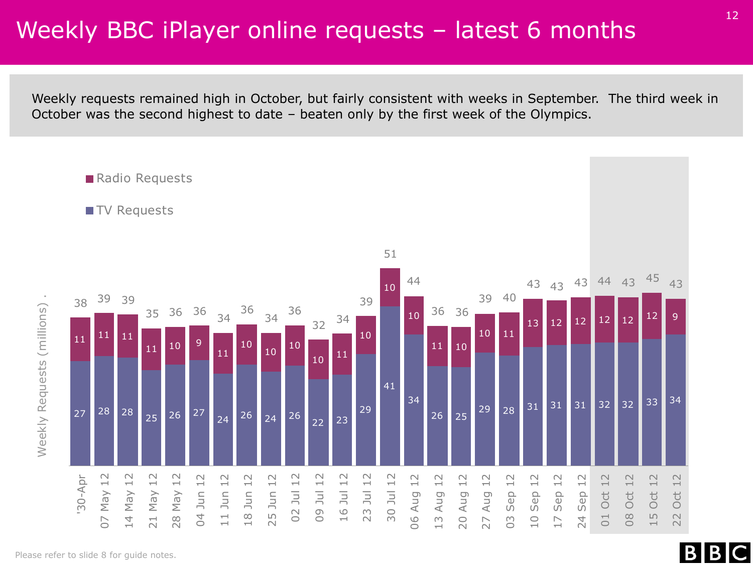# Weekly BBC iPlayer online requests – latest 6 months

Weekly requests remained high in October, but fairly consistent with weeks in September. The third week in October was the second highest to date – beaten only by the first week of the Olympics.

Weekly Requests (millions)

| Week | TV Requests | Radio Requests | Total |
|---|---|---|---|
| '30-Apr | 27 | 11 | 38 |
| 07 May 12 | 28 | 11 | 39 |
| 14 May 12 | 28 | 11 | 39 |
| 21 May 12 | 25 | 11 | 35 |
| 28 May 12 | 26 | 10 | 36 |
| 04 Jun 12 | 27 | 9 | 36 |
| 11 Jun 12 | 24 | 11 | 34 |
| 18 Jun 12 | 26 | 10 | 36 |
| 25 Jun 12 | 24 | 10 | 34 |
| 02 Jul 12 | 26 | 10 | 36 |
| 09 Jul 12 | 22 | 10 | 32 |
| 16 Jul 12 | 23 | 11 | 34 |
| 23 Jul 12 | 29 | 10 | 39 |
| 30 Jul 12 | 41 | 10 | 51 |
| 06 Aug 12 | 34 | 10 | 44 |
| 13 Aug 12 | 26 | 11 | 36 |
| 20 Aug 12 | 25 | 10 | 36 |
| 27 Aug 12 | 29 | 10 | 39 |
| 03 Sep 12 | 28 | 11 | 40 |
| 10 Sep 12 | 31 | 13 | 43 |
| 17 Sep 12 | 31 | 12 | 43 |
| 24 Sep 12 | 31 | 12 | 43 |
| 01 Oct 12 | 32 | 12 | 44 |
| 08 Oct 12 | 32 | 12 | 43 |
| 15 Oct 12 | 33 | 12 | 45 |
| 22 Oct 12 | 34 | 9 | 43 |

Please refer to slide 8 for guide notes.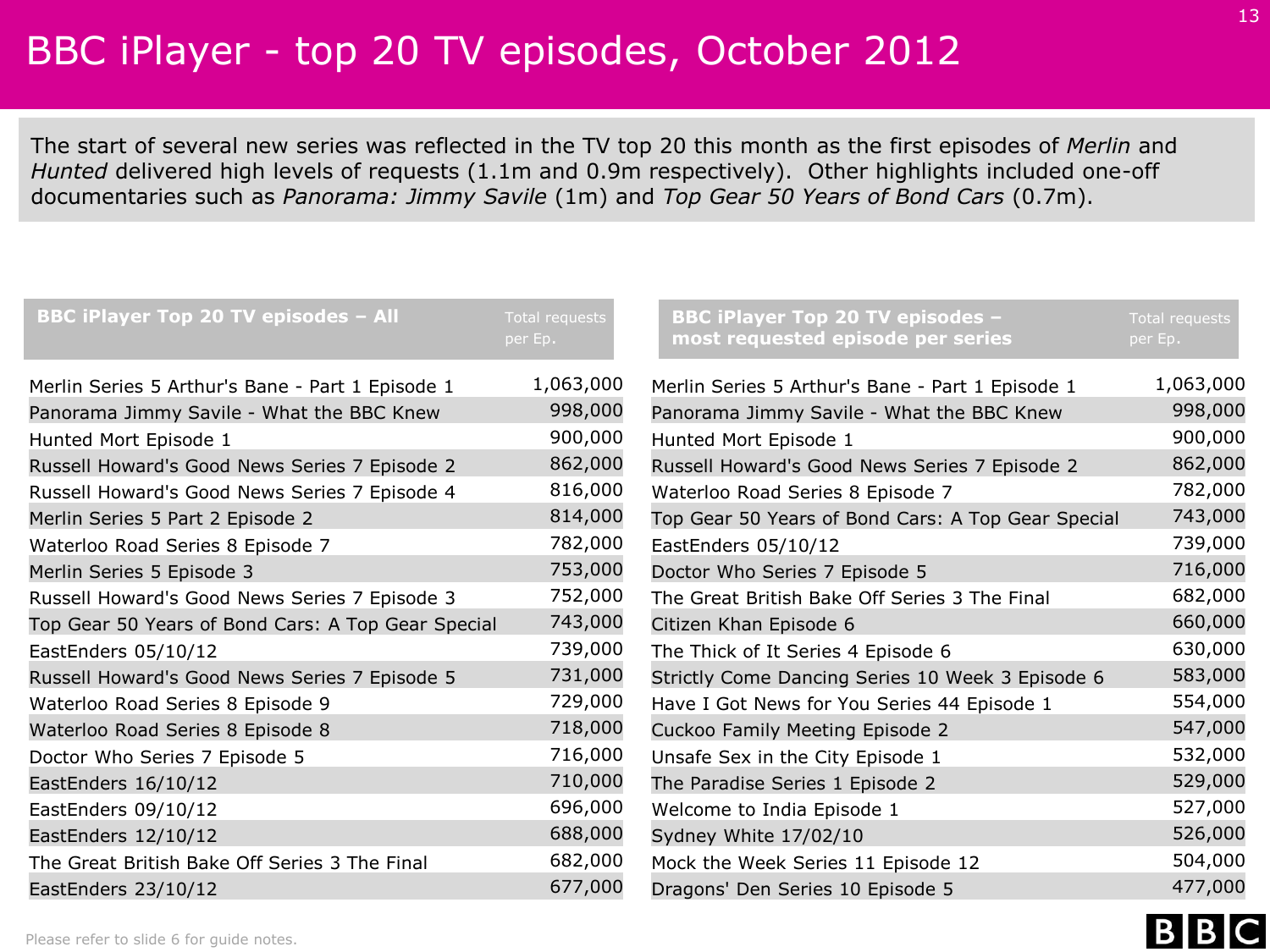# BBC iPlayer - top 20 TV episodes, October 2012

The start of several new series was reflected in the TV top 20 this month as the first episodes of *Merlin* and *Hunted* delivered high levels of requests (1.1m and 0.9m respectively). Other highlights included one-off documentaries such as *Panorama: Jimmy Savile* (1m) and *Top Gear 50 Years of Bond Cars* (0.7m).

| BBC iPlayer Top 20 TV episodes – All | Total requests per Ep. |
|---|---|
| Merlin Series 5 Arthur's Bane - Part 1 Episode 1 | 1,063,000 |
| Panorama Jimmy Savile - What the BBC Knew | 998,000 |
| Hunted Mort Episode 1 | 900,000 |
| Russell Howard's Good News Series 7 Episode 2 | 862,000 |
| Russell Howard's Good News Series 7 Episode 4 | 816,000 |
| Merlin Series 5 Part 2 Episode 2 | 814,000 |
| Waterloo Road Series 8 Episode 7 | 782,000 |
| Merlin Series 5 Episode 3 | 753,000 |
| Russell Howard's Good News Series 7 Episode 3 | 752,000 |
| Top Gear 50 Years of Bond Cars: A Top Gear Special | 743,000 |
| EastEnders 05/10/12 | 739,000 |
| Russell Howard's Good News Series 7 Episode 5 | 731,000 |
| Waterloo Road Series 8 Episode 9 | 729,000 |
| Waterloo Road Series 8 Episode 8 | 718,000 |
| Doctor Who Series 7 Episode 5 | 716,000 |
| EastEnders 16/10/12 | 710,000 |
| EastEnders 09/10/12 | 696,000 |
| EastEnders 12/10/12 | 688,000 |
| The Great British Bake Off Series 3 The Final | 682,000 |
| EastEnders 23/10/12 | 677,000 |

| BBC iPlayer Top 20 TV episodes – most requested episode per series | Total requests per Ep. |
|---|---|
| Merlin Series 5 Arthur's Bane - Part 1 Episode 1 | 1,063,000 |
| Panorama Jimmy Savile - What the BBC Knew | 998,000 |
| Hunted Mort Episode 1 | 900,000 |
| Russell Howard's Good News Series 7 Episode 2 | 862,000 |
| Waterloo Road Series 8 Episode 7 | 782,000 |
| Top Gear 50 Years of Bond Cars: A Top Gear Special | 743,000 |
| EastEnders 05/10/12 | 739,000 |
| Doctor Who Series 7 Episode 5 | 716,000 |
| The Great British Bake Off Series 3 The Final | 682,000 |
| Citizen Khan Episode 6 | 660,000 |
| The Thick of It Series 4 Episode 6 | 630,000 |
| Strictly Come Dancing Series 10 Week 3 Episode 6 | 583,000 |
| Have I Got News for You Series 44 Episode 1 | 554,000 |
| Cuckoo Family Meeting Episode 2 | 547,000 |
| Unsafe Sex in the City Episode 1 | 532,000 |
| The Paradise Series 1 Episode 2 | 529,000 |
| Welcome to India Episode 1 | 527,000 |
| Sydney White 17/02/10 | 526,000 |
| Mock the Week Series 11 Episode 12 | 504,000 |
| Dragons' Den Series 10 Episode 5 | 477,000 |

Please refer to slide 6 for guide notes.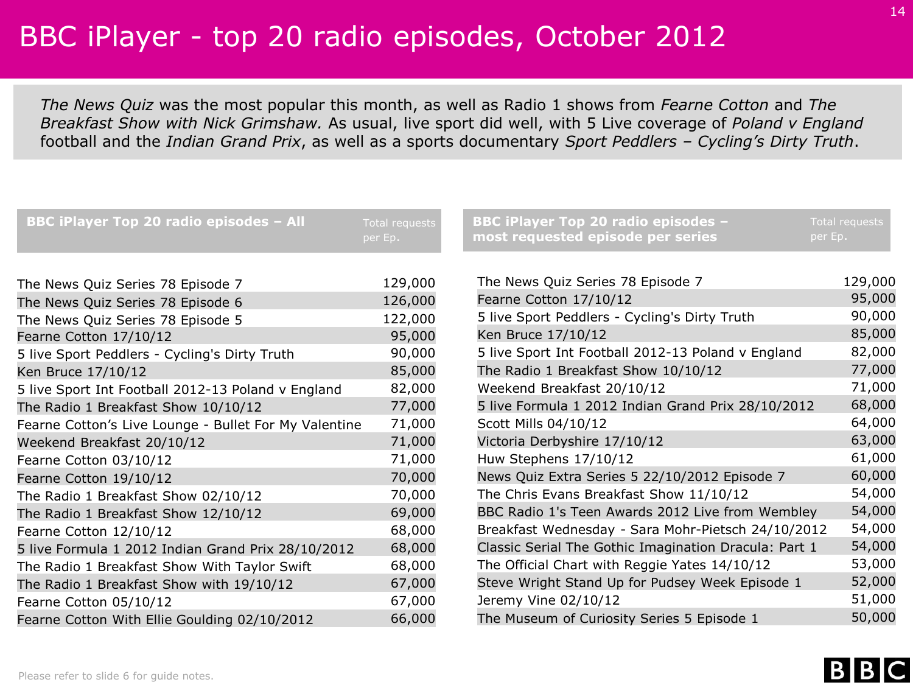# BBC iPlayer - top 20 radio episodes, October 2012

*The News Quiz* was the most popular this month, as well as Radio 1 shows from *Fearne Cotton* and *The Breakfast Show with Nick Grimshaw.* As usual, live sport did well, with 5 Live coverage of *Poland v England* football and the *Indian Grand Prix*, as well as a sports documentary *Sport Peddlers – Cycling's Dirty Truth*.

| BBC iPlayer Top 20 radio episodes – All | Total requests per Ep. |
|---|---|
| The News Quiz Series 78 Episode 7 | 129,000 |
| The News Quiz Series 78 Episode 6 | 126,000 |
| The News Quiz Series 78 Episode 5 | 122,000 |
| Fearne Cotton 17/10/12 | 95,000 |
| 5 live Sport Peddlers - Cycling's Dirty Truth | 90,000 |
| Ken Bruce 17/10/12 | 85,000 |
| 5 live Sport Int Football 2012-13 Poland v England | 82,000 |
| The Radio 1 Breakfast Show 10/10/12 | 77,000 |
| Fearne Cotton's Live Lounge - Bullet For My Valentine | 71,000 |
| Weekend Breakfast 20/10/12 | 71,000 |
| Fearne Cotton 03/10/12 | 71,000 |
| Fearne Cotton 19/10/12 | 70,000 |
| The Radio 1 Breakfast Show 02/10/12 | 70,000 |
| The Radio 1 Breakfast Show 12/10/12 | 69,000 |
| Fearne Cotton 12/10/12 | 68,000 |
| 5 live Formula 1 2012 Indian Grand Prix 28/10/2012 | 68,000 |
| The Radio 1 Breakfast Show With Taylor Swift | 68,000 |
| The Radio 1 Breakfast Show with 19/10/12 | 67,000 |
| Fearne Cotton 05/10/12 | 67,000 |
| Fearne Cotton With Ellie Goulding 02/10/2012 | 66,000 |

| BBC iPlayer Top 20 radio episodes – most requested episode per series | Total requests per Ep. |
|---|---|
| The News Quiz Series 78 Episode 7 | 129,000 |
| Fearne Cotton 17/10/12 | 95,000 |
| 5 live Sport Peddlers - Cycling's Dirty Truth | 90,000 |
| Ken Bruce 17/10/12 | 85,000 |
| 5 live Sport Int Football 2012-13 Poland v England | 82,000 |
| The Radio 1 Breakfast Show 10/10/12 | 77,000 |
| Weekend Breakfast 20/10/12 | 71,000 |
| 5 live Formula 1 2012 Indian Grand Prix 28/10/2012 | 68,000 |
| Scott Mills 04/10/12 | 64,000 |
| Victoria Derbyshire 17/10/12 | 63,000 |
| Huw Stephens 17/10/12 | 61,000 |
| News Quiz Extra Series 5 22/10/2012 Episode 7 | 60,000 |
| The Chris Evans Breakfast Show 11/10/12 | 54,000 |
| BBC Radio 1's Teen Awards 2012 Live from Wembley | 54,000 |
| Breakfast Wednesday - Sara Mohr-Pietsch 24/10/2012 | 54,000 |
| Classic Serial The Gothic Imagination Dracula: Part 1 | 54,000 |
| The Official Chart with Reggie Yates 14/10/12 | 53,000 |
| Steve Wright Stand Up for Pudsey Week Episode 1 | 52,000 |
| Jeremy Vine 02/10/12 | 51,000 |
| The Museum of Curiosity Series 5 Episode 1 | 50,000 |

Please refer to slide 6 for guide notes.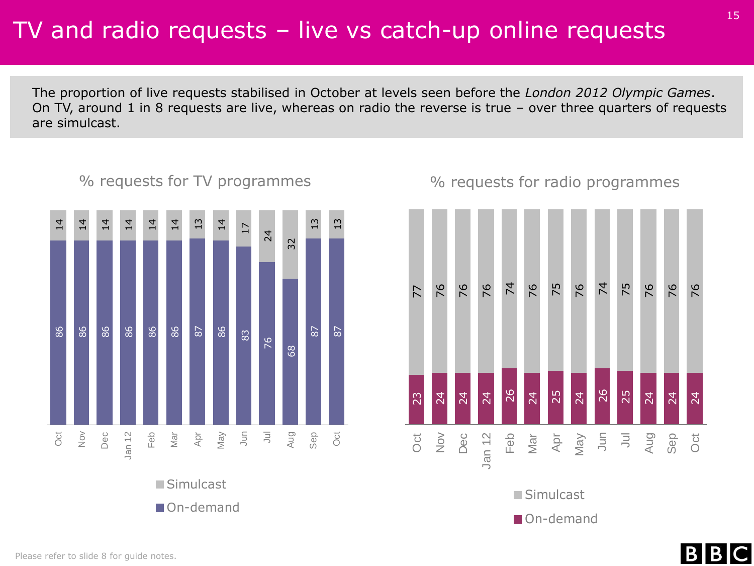# TV and radio requests – live vs catch-up online requests

The proportion of live requests stabilised in October at levels seen before the *London 2012 Olympic Games*. On TV, around 1 in 8 requests are live, whereas on radio the reverse is true – over three quarters of requests are simulcast.

## % requests for TV programmes

| | Oct | Nov | Dec | Jan 12 | Feb | Mar | Apr | May | Jun | Jul | Aug | Sep | Oct |
|---|---|---|---|---|---|---|---|---|---|---|---|---|---|
| Simulcast | 14 | 14 | 14 | 14 | 14 | 14 | 13 | 14 | 17 | 24 | 32 | 13 | 13 |
| On-demand | 86 | 86 | 86 | 86 | 86 | 86 | 87 | 86 | 83 | 76 | 68 | 87 | 87 |

## % requests for radio programmes

| | Oct | Nov | Dec | Jan 12 | Feb | Mar | Apr | May | Jun | Jul | Aug | Sep | Oct |
|---|---|---|---|---|---|---|---|---|---|---|---|---|---|
| Simulcast | 77 | 76 | 76 | 76 | 74 | 76 | 75 | 76 | 74 | 75 | 76 | 76 | 76 |
| On-demand | 23 | 24 | 24 | 24 | 26 | 24 | 25 | 24 | 26 | 25 | 24 | 24 | 24 |

Please refer to slide 8 for guide notes.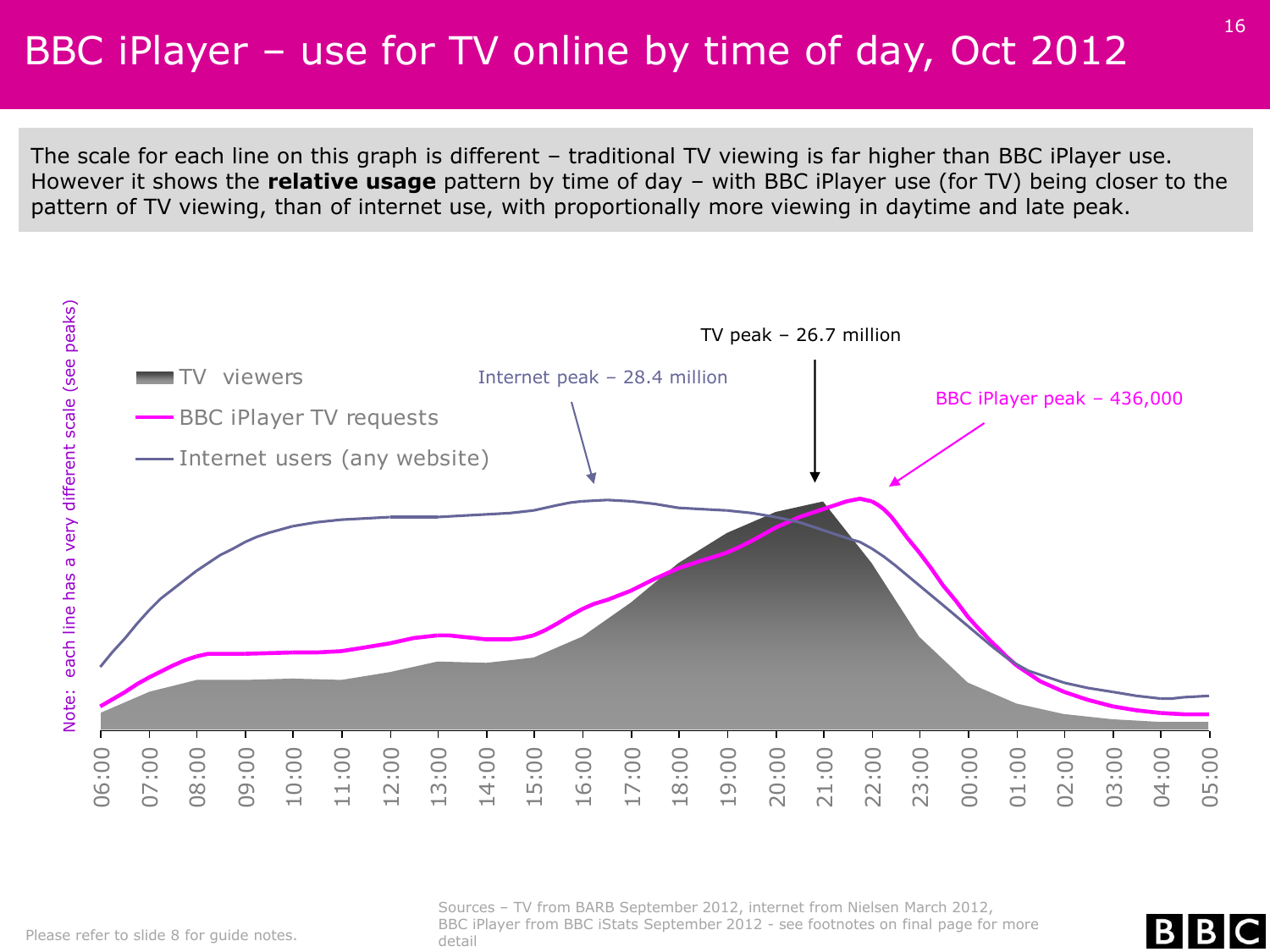# BBC iPlayer – use for TV online by time of day, Oct 2012

The scale for each line on this graph is different – traditional TV viewing is far higher than BBC iPlayer use. However it shows the **relative usage** pattern by time of day – with BBC iPlayer use (for TV) being closer to the pattern of TV viewing, than of internet use, with proportionally more viewing in daytime and late peak.

Note: each line has a very different scale (see peaks)

- TV viewers
- BBC iPlayer TV requests
- Internet users (any website)

Internet peak – 28.4 million

TV peak – 26.7 million

BBC iPlayer peak – 436,000

06:00 07:00 08:00 09:00 10:00 11:00 12:00 13:00 14:00 15:00 16:00 17:00 18:00 19:00 20:00 21:00 22:00 23:00 00:00 01:00 02:00 03:00 04:00 05:00

Please refer to slide 8 for guide notes.

Sources – TV from BARB September 2012, internet from Nielsen March 2012, BBC iPlayer from BBC iStats September 2012 - see footnotes on final page for more detail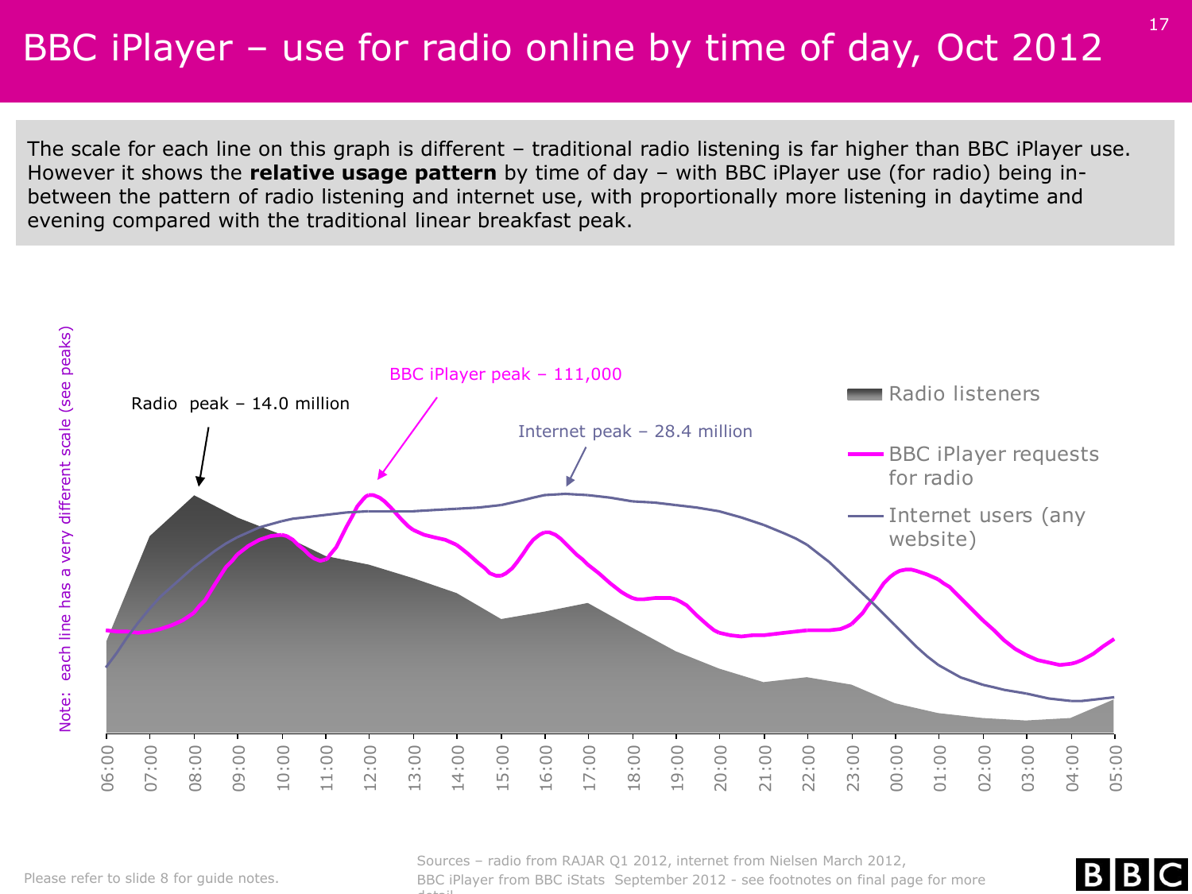# BBC iPlayer – use for radio online by time of day, Oct 2012

The scale for each line on this graph is different – traditional radio listening is far higher than BBC iPlayer use. However it shows the **relative usage pattern** by time of day – with BBC iPlayer use (for radio) being in-between the pattern of radio listening and internet use, with proportionally more listening in daytime and evening compared with the traditional linear breakfast peak.

Note: each line has a very different scale (see peaks)

Radio peak – 14.0 million

BBC iPlayer peak – 111,000

Internet peak – 28.4 million

Radio listeners

BBC iPlayer requests for radio

Internet users (any website)

06:00 07:00 08:00 09:00 10:00 11:00 12:00 13:00 14:00 15:00 16:00 17:00 18:00 19:00 20:00 21:00 22:00 23:00 00:00 01:00 02:00 03:00 04:00 05:00

Please refer to slide 8 for guide notes.

Sources – radio from RAJAR Q1 2012, internet from Nielsen March 2012, BBC iPlayer from BBC iStats September 2012 - see footnotes on final page for more detail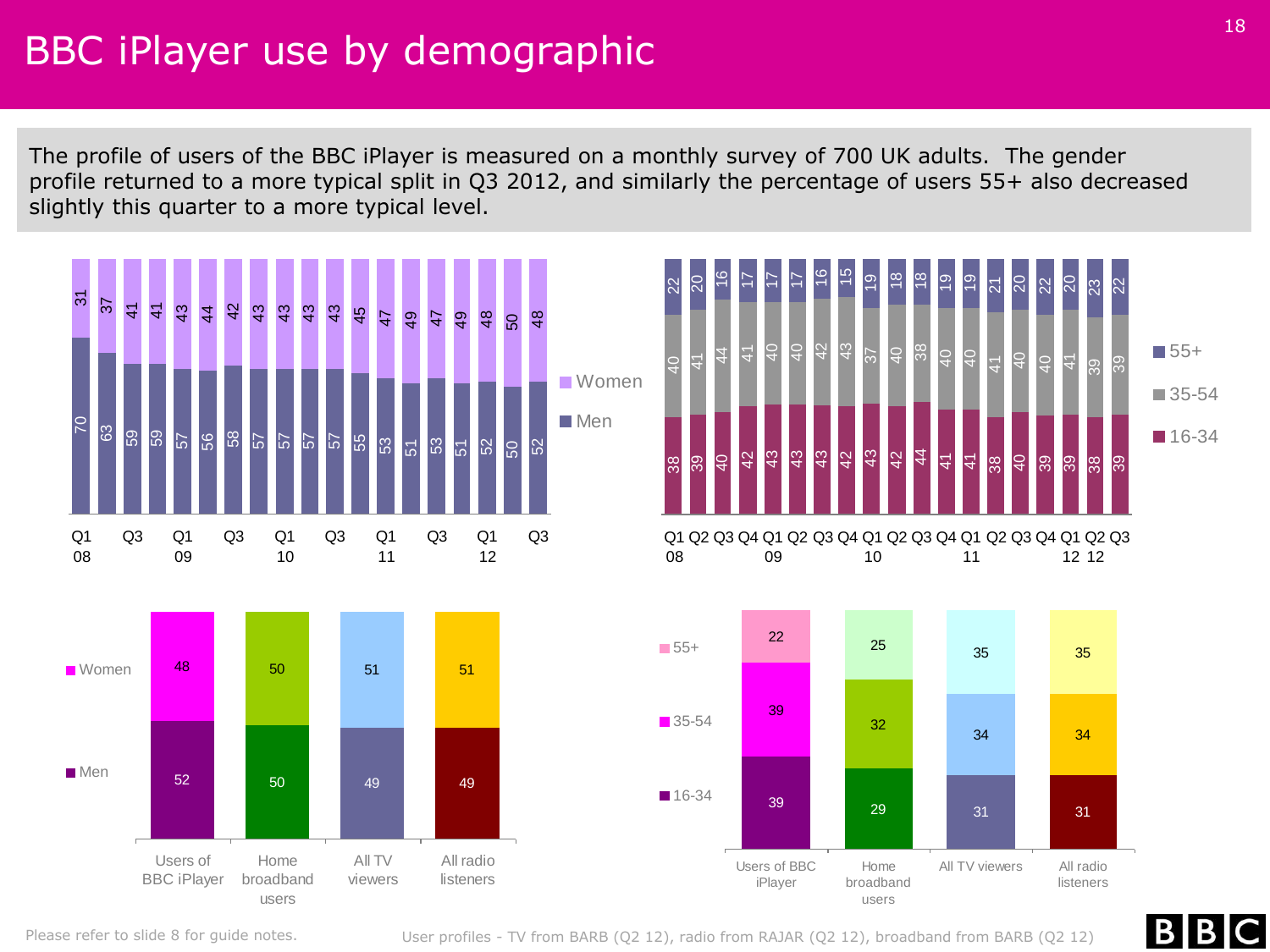# BBC iPlayer use by demographic

The profile of users of the BBC iPlayer is measured on a monthly survey of 700 UK adults. The gender profile returned to a more typical split in Q3 2012, and similarly the percentage of users 55+ also decreased slightly this quarter to a more typical level.

| Quarter | Women | Men |
|---|---|---|
| Q1 08 | 31 | 70 |
| Q2 08 | 37 | 63 |
| Q3 08 | 41 | 59 |
| Q4 08 | 41 | 59 |
| Q1 09 | 43 | 57 |
| Q2 09 | 44 | 56 |
| Q3 09 | 42 | 58 |
| Q4 09 | 43 | 57 |
| Q1 10 | 43 | 57 |
| Q2 10 | 43 | 57 |
| Q3 10 | 43 | 57 |
| Q4 10 | 45 | 55 |
| Q1 11 | 47 | 53 |
| Q2 11 | 49 | 51 |
| Q3 11 | 47 | 53 |
| Q4 11 | 49 | 51 |
| Q1 12 | 48 | 52 |
| Q2 12 | 50 | 50 |
| Q3 12 | 48 | 52 |

| Quarter | 55+ | 35-54 | 16-34 |
|---|---|---|---|
| Q1 08 | 22 | 40 | 38 |
| Q2 08 | 20 | 41 | 39 |
| Q3 08 | 16 | 44 | 40 |
| Q4 08 | 17 | 41 | 42 |
| Q1 09 | 17 | 40 | 43 |
| Q2 09 | 17 | 40 | 43 |
| Q3 09 | 16 | 42 | 43 |
| Q4 09 | 15 | 43 | 42 |
| Q1 10 | 19 | 37 | 43 |
| Q2 10 | 18 | 40 | 42 |
| Q3 10 | 18 | 38 | 44 |
| Q4 10 | 19 | 40 | 41 |
| Q1 11 | 19 | 40 | 41 |
| Q2 11 | 21 | 41 | 38 |
| Q3 11 | 20 | 40 | 40 |
| Q4 11 | 22 | 40 | 39 |
| Q1 12 | 20 | 41 | 39 |
| Q2 12 | 23 | 39 | 38 |
| Q3 12 | 22 | 39 | 39 |

| | Users of BBC iPlayer | Home broadband users | All TV viewers | All radio listeners |
|---|---|---|---|---|
| Women | 48 | 50 | 51 | 51 |
| Men | 52 | 50 | 49 | 49 |

| | Users of BBC iPlayer | Home broadband users | All TV viewers | All radio listeners |
|---|---|---|---|---|
| 55+ | 22 | 25 | 35 | 35 |
| 35-54 | 39 | 32 | 34 | 34 |
| 16-34 | 39 | 29 | 31 | 31 |

Please refer to slide 8 for guide notes.

User profiles - TV from BARB (Q2 12), radio from RAJAR (Q2 12), broadband from BARB (Q2 12)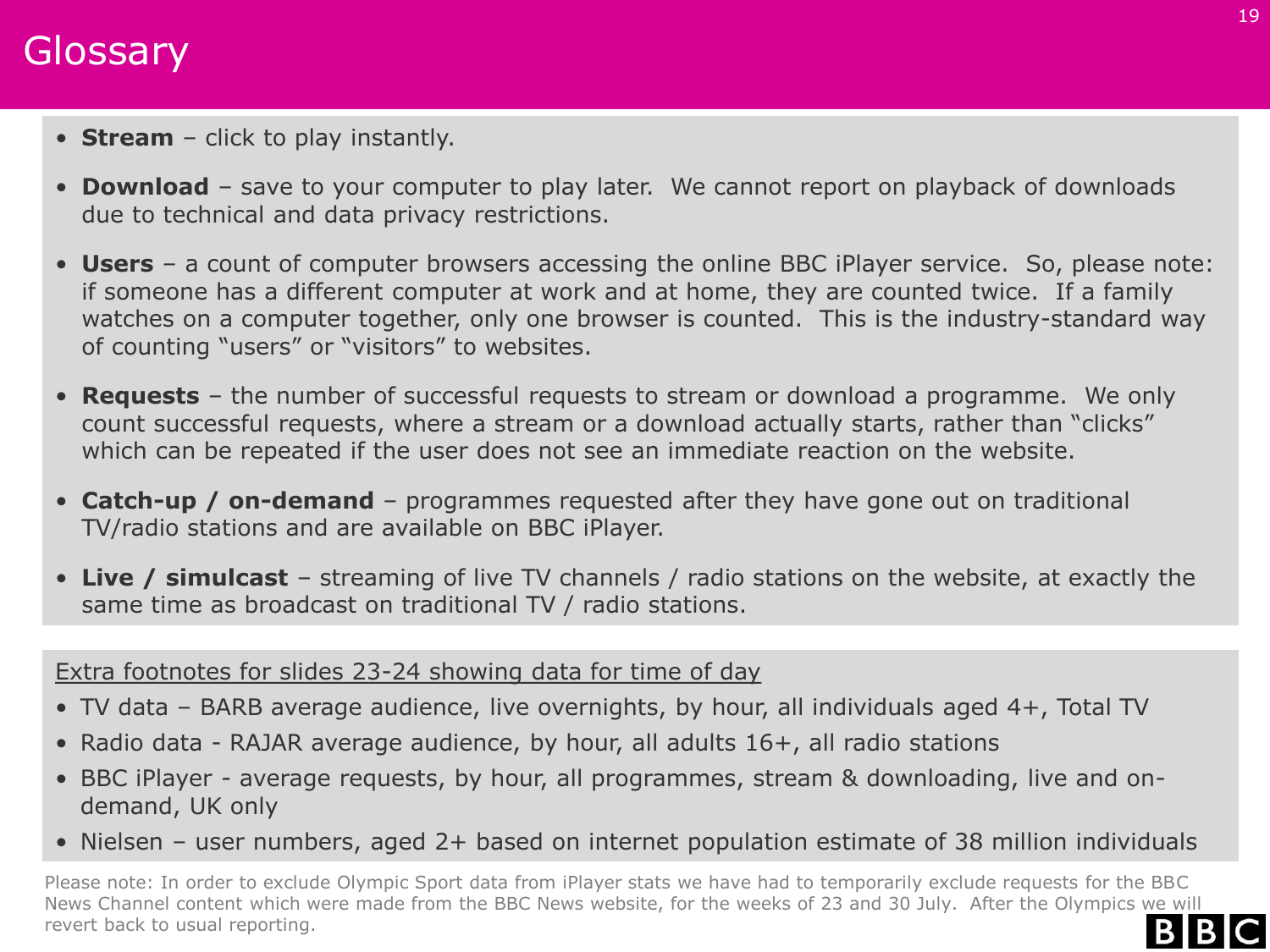# Glossary

- **Stream** – click to play instantly.
- **Download** – save to your computer to play later. We cannot report on playback of downloads due to technical and data privacy restrictions.
- **Users** – a count of computer browsers accessing the online BBC iPlayer service. So, please note: if someone has a different computer at work and at home, they are counted twice. If a family watches on a computer together, only one browser is counted. This is the industry-standard way of counting "users" or "visitors" to websites.
- **Requests** – the number of successful requests to stream or download a programme. We only count successful requests, where a stream or a download actually starts, rather than "clicks" which can be repeated if the user does not see an immediate reaction on the website.
- **Catch-up / on-demand** – programmes requested after they have gone out on traditional TV/radio stations and are available on BBC iPlayer.
- **Live / simulcast** – streaming of live TV channels / radio stations on the website, at exactly the same time as broadcast on traditional TV / radio stations.

Extra footnotes for slides 23-24 showing data for time of day

- TV data – BARB average audience, live overnights, by hour, all individuals aged 4+, Total TV
- Radio data - RAJAR average audience, by hour, all adults 16+, all radio stations
- BBC iPlayer - average requests, by hour, all programmes, stream & downloading, live and on-demand, UK only
- Nielsen – user numbers, aged 2+ based on internet population estimate of 38 million individuals

Please note: In order to exclude Olympic Sport data from iPlayer stats we have had to temporarily exclude requests for the BBC News Channel content which were made from the BBC News website, for the weeks of 23 and 30 July. After the Olympics we will revert back to usual reporting.